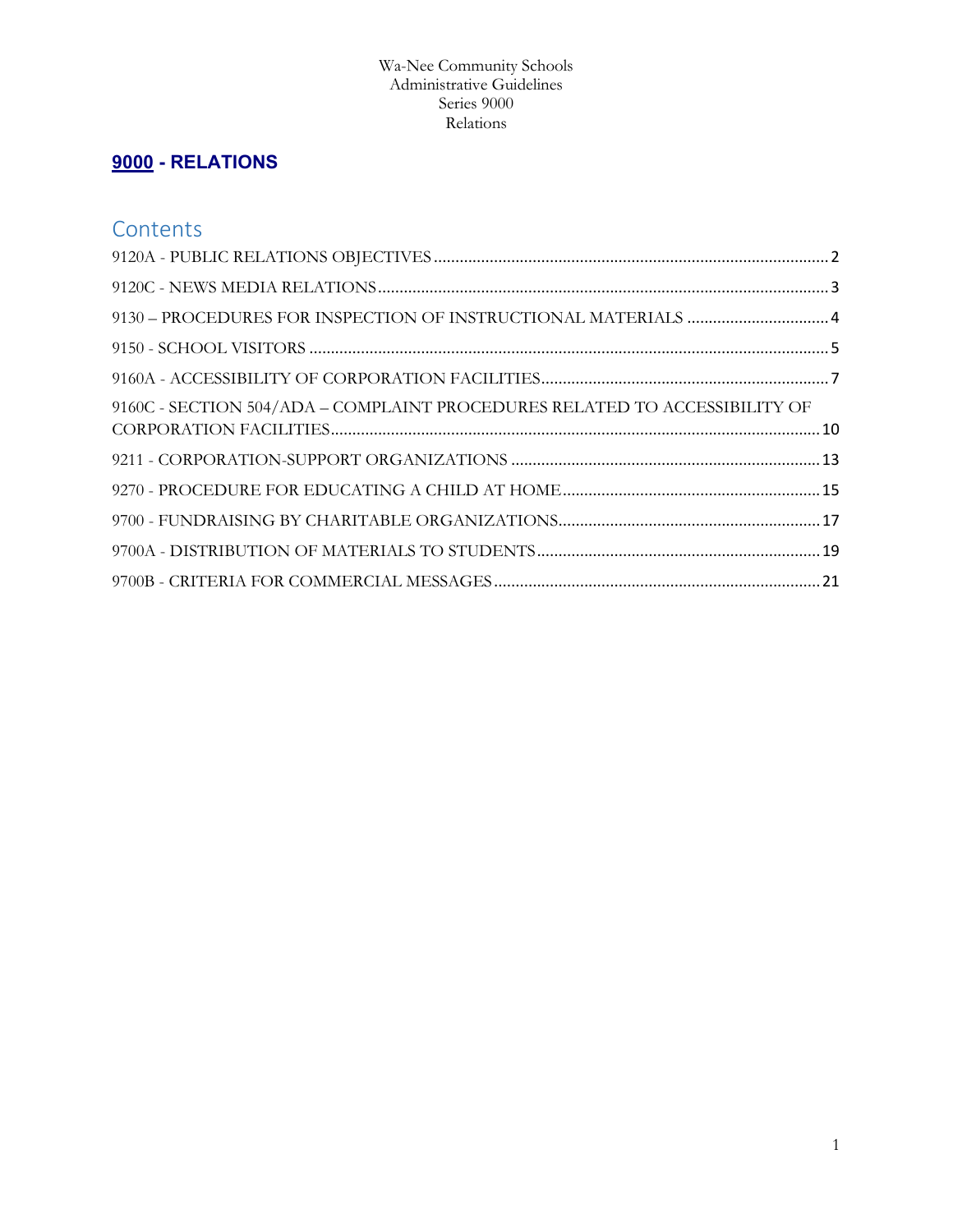Wa-Nee Community Schools
Administrative Guidelines
Series 9000
Relations

# 9000 - RELATIONS

## Contents

9120A - PUBLIC RELATIONS OBJECTIVES ..... 2

9120C - NEWS MEDIA RELATIONS ..... 3

9130 – PROCEDURES FOR INSPECTION OF INSTRUCTIONAL MATERIALS ..... 4

9150 - SCHOOL VISITORS ..... 5

9160A - ACCESSIBILITY OF CORPORATION FACILITIES ..... 7

9160C - SECTION 504/ADA – COMPLAINT PROCEDURES RELATED TO ACCESSIBILITY OF CORPORATION FACILITIES ..... 10

9211 - CORPORATION-SUPPORT ORGANIZATIONS ..... 13

9270 - PROCEDURE FOR EDUCATING A CHILD AT HOME ..... 15

9700 - FUNDRAISING BY CHARITABLE ORGANIZATIONS ..... 17

9700A - DISTRIBUTION OF MATERIALS TO STUDENTS ..... 19

9700B - CRITERIA FOR COMMERCIAL MESSAGES ..... 21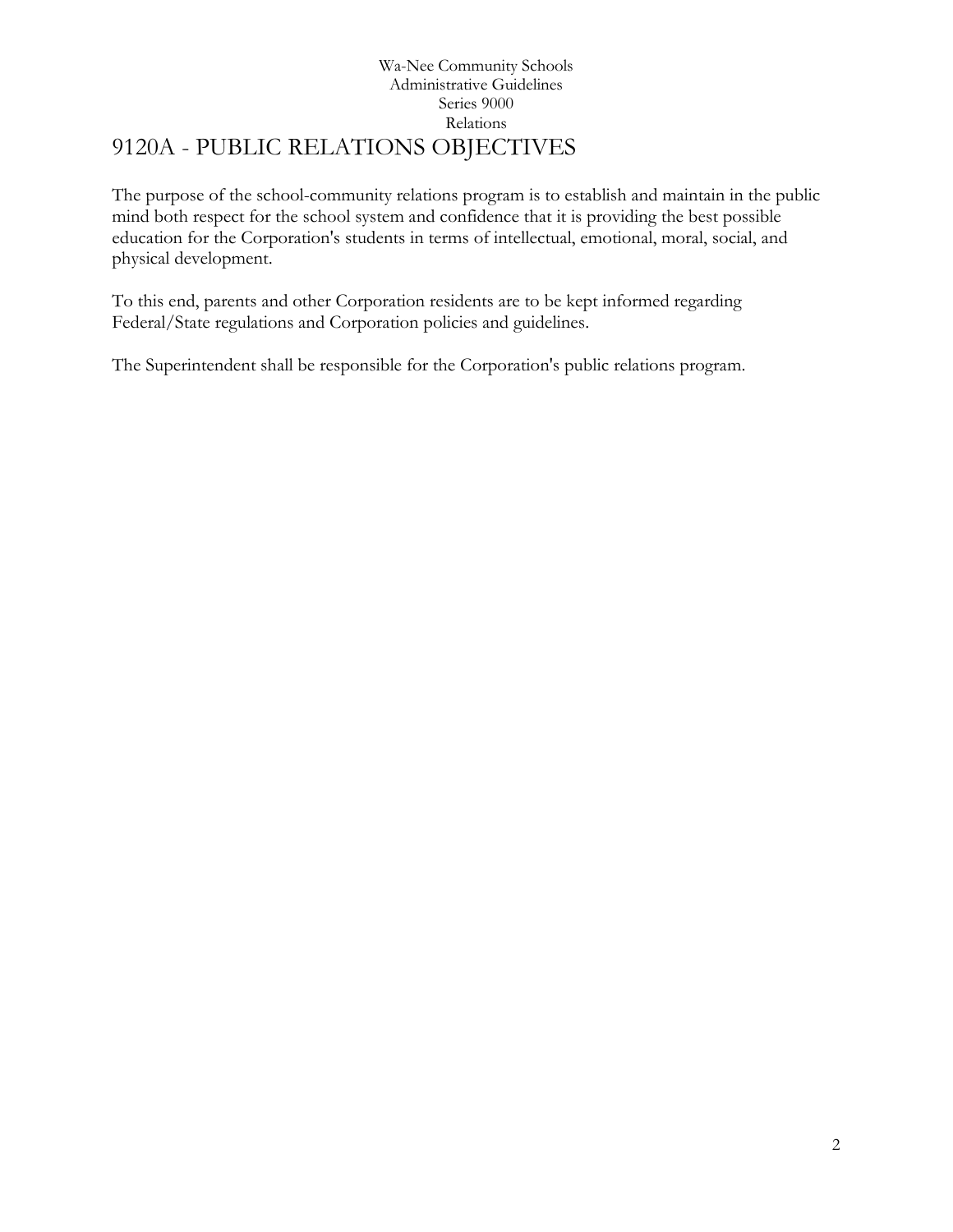# 9120A - PUBLIC RELATIONS OBJECTIVES

The purpose of the school-community relations program is to establish and maintain in the public mind both respect for the school system and confidence that it is providing the best possible education for the Corporation's students in terms of intellectual, emotional, moral, social, and physical development.

To this end, parents and other Corporation residents are to be kept informed regarding Federal/State regulations and Corporation policies and guidelines.

The Superintendent shall be responsible for the Corporation's public relations program.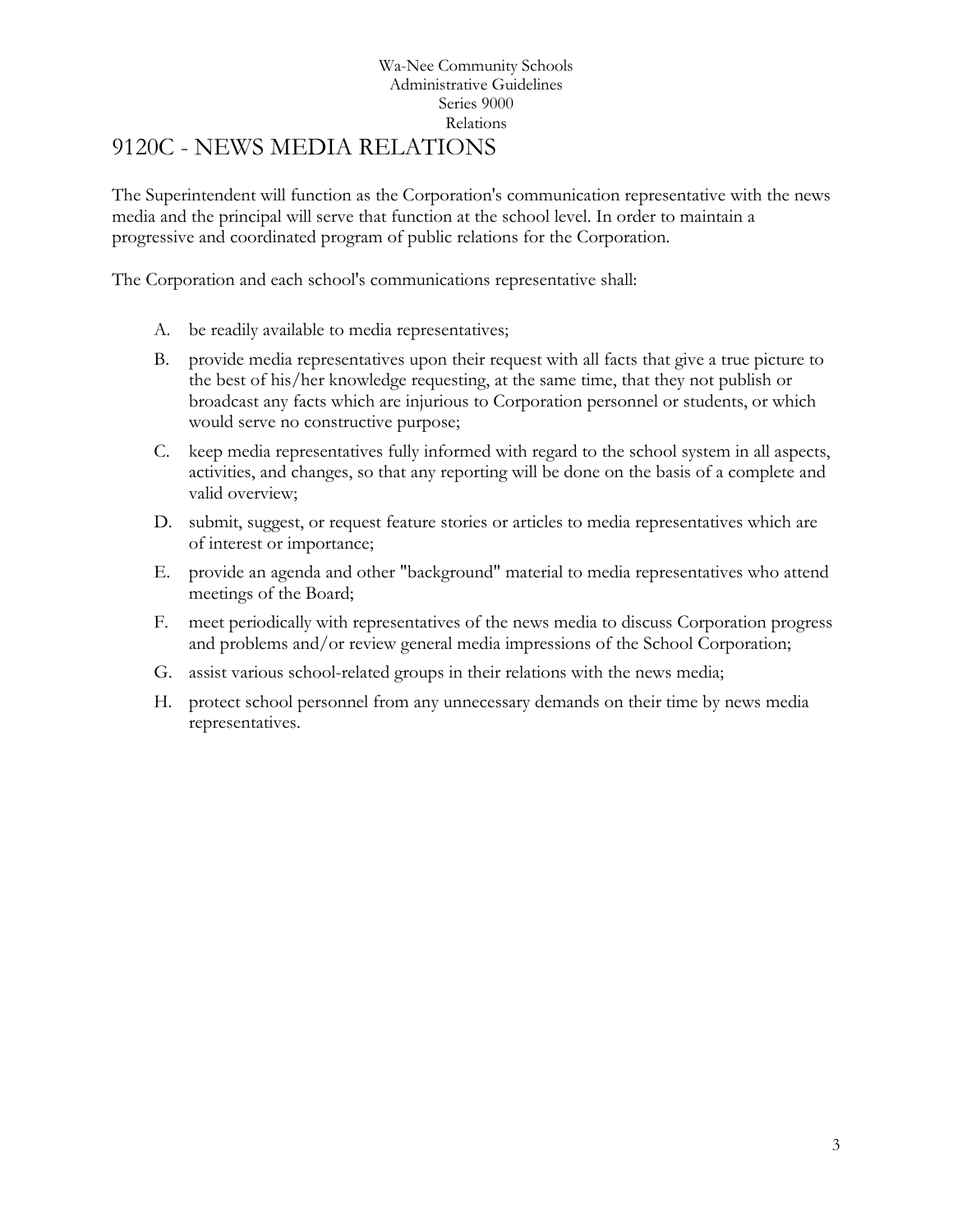# 9120C - NEWS MEDIA RELATIONS

The Superintendent will function as the Corporation's communication representative with the news media and the principal will serve that function at the school level. In order to maintain a progressive and coordinated program of public relations for the Corporation.

The Corporation and each school's communications representative shall:

A. be readily available to media representatives;

B. provide media representatives upon their request with all facts that give a true picture to the best of his/her knowledge requesting, at the same time, that they not publish or broadcast any facts which are injurious to Corporation personnel or students, or which would serve no constructive purpose;

C. keep media representatives fully informed with regard to the school system in all aspects, activities, and changes, so that any reporting will be done on the basis of a complete and valid overview;

D. submit, suggest, or request feature stories or articles to media representatives which are of interest or importance;

E. provide an agenda and other "background" material to media representatives who attend meetings of the Board;

F. meet periodically with representatives of the news media to discuss Corporation progress and problems and/or review general media impressions of the School Corporation;

G. assist various school-related groups in their relations with the news media;

H. protect school personnel from any unnecessary demands on their time by news media representatives.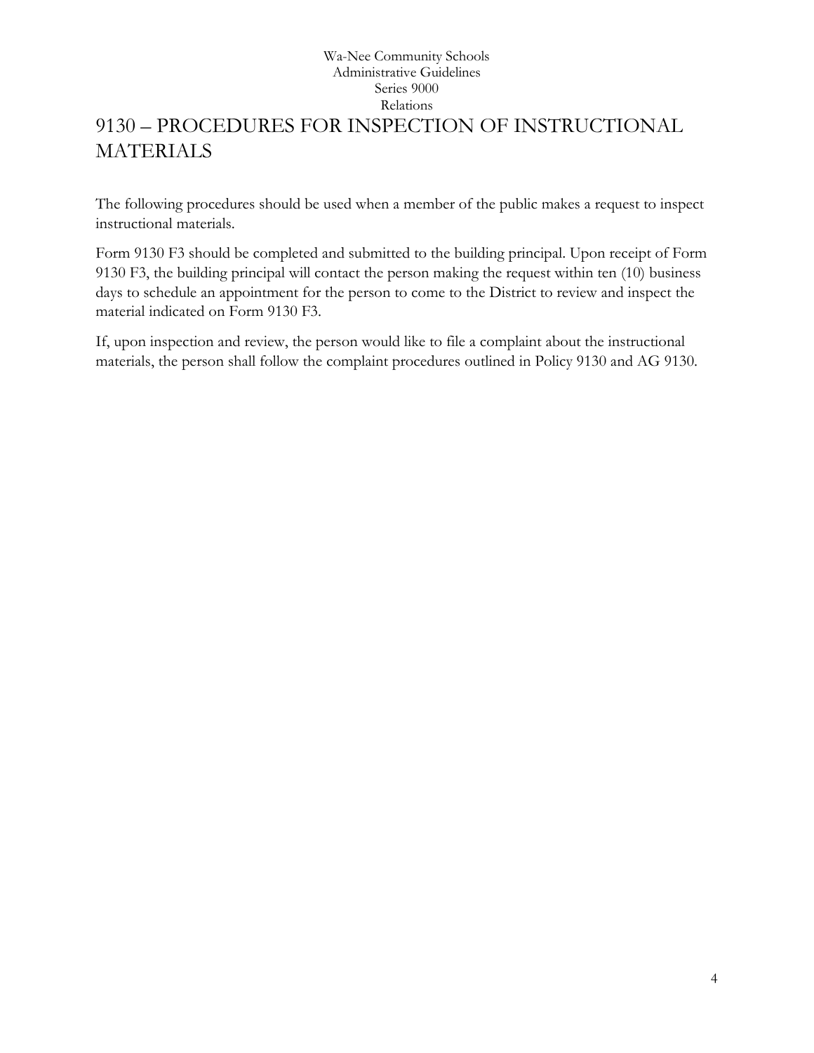# 9130 – PROCEDURES FOR INSPECTION OF INSTRUCTIONAL MATERIALS

The following procedures should be used when a member of the public makes a request to inspect instructional materials.

Form 9130 F3 should be completed and submitted to the building principal. Upon receipt of Form 9130 F3, the building principal will contact the person making the request within ten (10) business days to schedule an appointment for the person to come to the District to review and inspect the material indicated on Form 9130 F3.

If, upon inspection and review, the person would like to file a complaint about the instructional materials, the person shall follow the complaint procedures outlined in Policy 9130 and AG 9130.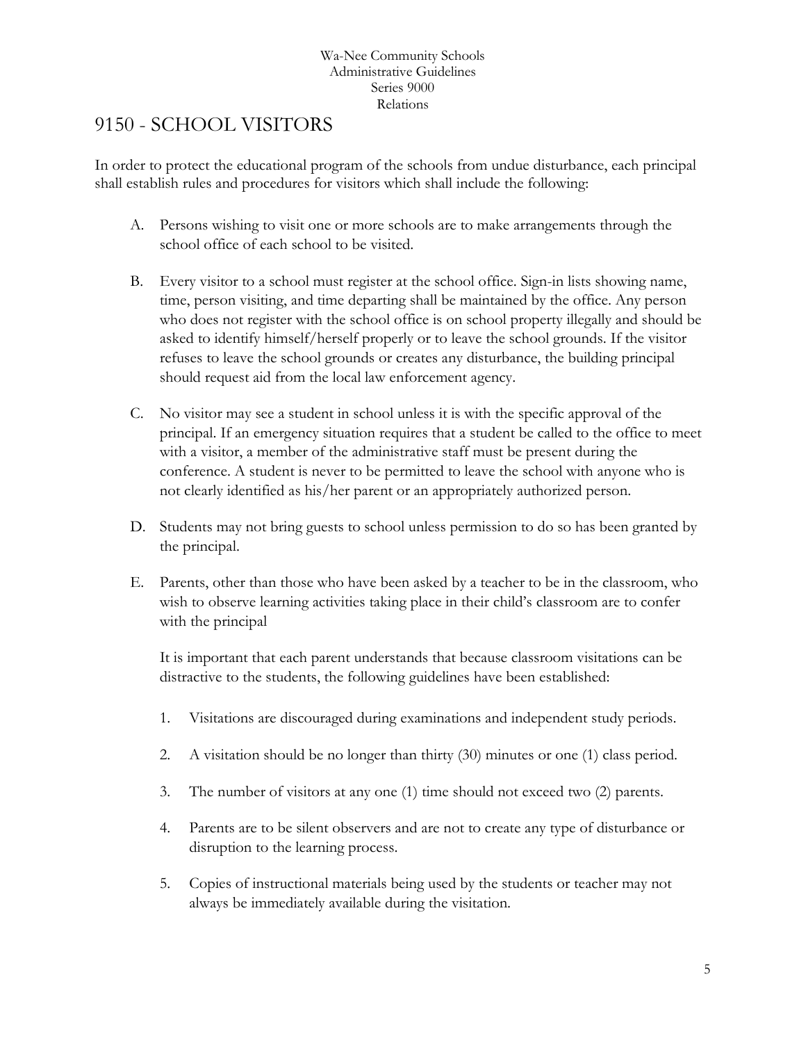# 9150 - SCHOOL VISITORS

In order to protect the educational program of the schools from undue disturbance, each principal shall establish rules and procedures for visitors which shall include the following:

A. Persons wishing to visit one or more schools are to make arrangements through the school office of each school to be visited.

B. Every visitor to a school must register at the school office. Sign-in lists showing name, time, person visiting, and time departing shall be maintained by the office. Any person who does not register with the school office is on school property illegally and should be asked to identify himself/herself properly or to leave the school grounds. If the visitor refuses to leave the school grounds or creates any disturbance, the building principal should request aid from the local law enforcement agency.

C. No visitor may see a student in school unless it is with the specific approval of the principal. If an emergency situation requires that a student be called to the office to meet with a visitor, a member of the administrative staff must be present during the conference. A student is never to be permitted to leave the school with anyone who is not clearly identified as his/her parent or an appropriately authorized person.

D. Students may not bring guests to school unless permission to do so has been granted by the principal.

E. Parents, other than those who have been asked by a teacher to be in the classroom, who wish to observe learning activities taking place in their child's classroom are to confer with the principal

   It is important that each parent understands that because classroom visitations can be distractive to the students, the following guidelines have been established:

   1. Visitations are discouraged during examinations and independent study periods.

   2. A visitation should be no longer than thirty (30) minutes or one (1) class period.

   3. The number of visitors at any one (1) time should not exceed two (2) parents.

   4. Parents are to be silent observers and are not to create any type of disturbance or disruption to the learning process.

   5. Copies of instructional materials being used by the students or teacher may not always be immediately available during the visitation.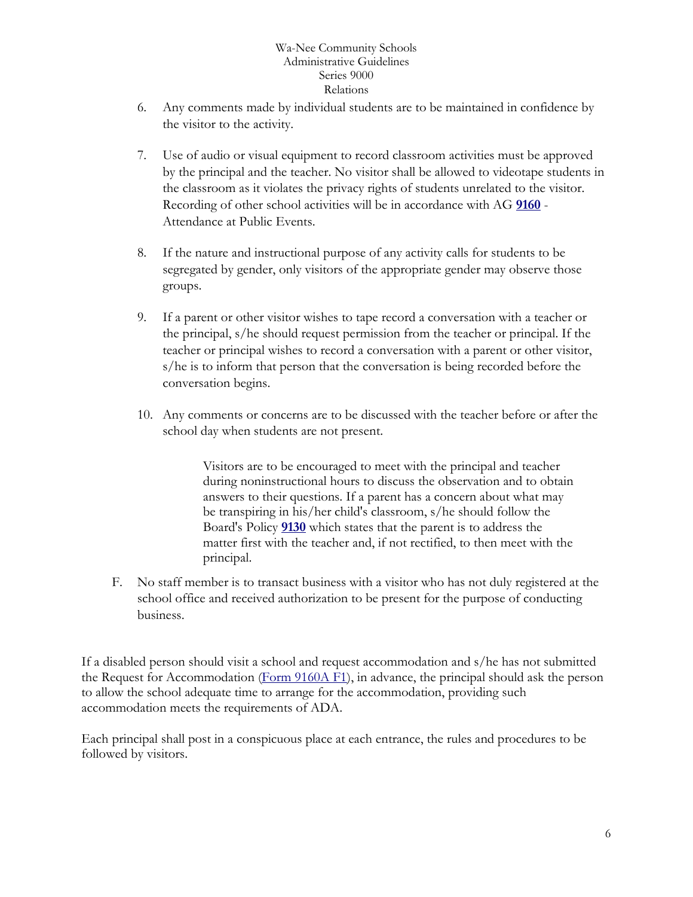6. Any comments made by individual students are to be maintained in confidence by the visitor to the activity.

7. Use of audio or visual equipment to record classroom activities must be approved by the principal and the teacher. No visitor shall be allowed to videotape students in the classroom as it violates the privacy rights of students unrelated to the visitor. Recording of other school activities will be in accordance with AG **9160** - Attendance at Public Events.

8. If the nature and instructional purpose of any activity calls for students to be segregated by gender, only visitors of the appropriate gender may observe those groups.

9. If a parent or other visitor wishes to tape record a conversation with a teacher or the principal, s/he should request permission from the teacher or principal. If the teacher or principal wishes to record a conversation with a parent or other visitor, s/he is to inform that person that the conversation is being recorded before the conversation begins.

10. Any comments or concerns are to be discussed with the teacher before or after the school day when students are not present.

    Visitors are to be encouraged to meet with the principal and teacher during noninstructional hours to discuss the observation and to obtain answers to their questions. If a parent has a concern about what may be transpiring in his/her child's classroom, s/he should follow the Board's Policy **9130** which states that the parent is to address the matter first with the teacher and, if not rectified, to then meet with the principal.

F. No staff member is to transact business with a visitor who has not duly registered at the school office and received authorization to be present for the purpose of conducting business.

If a disabled person should visit a school and request accommodation and s/he has not submitted the Request for Accommodation (Form 9160A F1), in advance, the principal should ask the person to allow the school adequate time to arrange for the accommodation, providing such accommodation meets the requirements of ADA.

Each principal shall post in a conspicuous place at each entrance, the rules and procedures to be followed by visitors.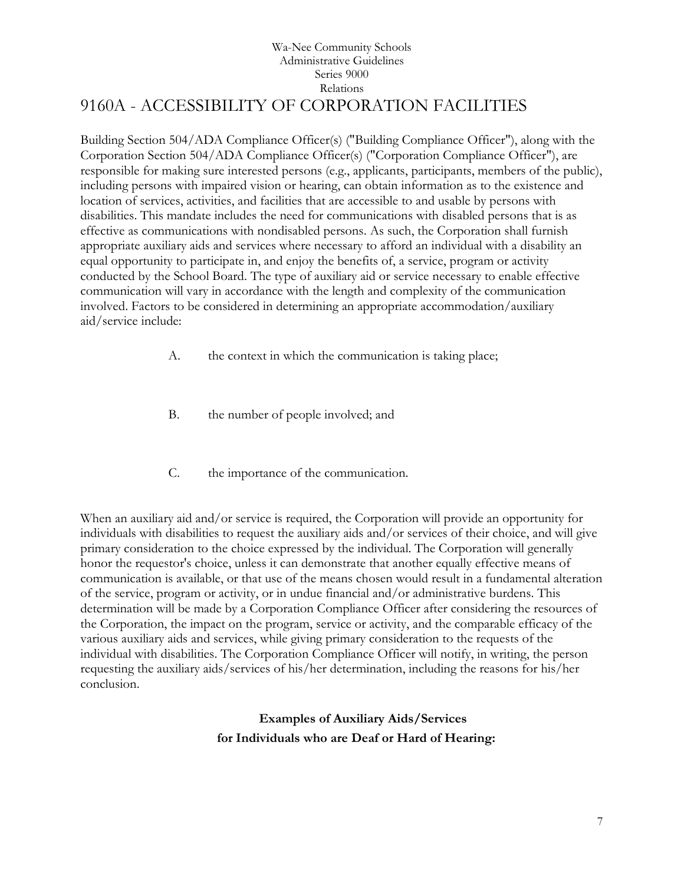# 9160A - ACCESSIBILITY OF CORPORATION FACILITIES

Building Section 504/ADA Compliance Officer(s) ("Building Compliance Officer"), along with the Corporation Section 504/ADA Compliance Officer(s) ("Corporation Compliance Officer"), are responsible for making sure interested persons (e.g., applicants, participants, members of the public), including persons with impaired vision or hearing, can obtain information as to the existence and location of services, activities, and facilities that are accessible to and usable by persons with disabilities. This mandate includes the need for communications with disabled persons that is as effective as communications with nondisabled persons. As such, the Corporation shall furnish appropriate auxiliary aids and services where necessary to afford an individual with a disability an equal opportunity to participate in, and enjoy the benefits of, a service, program or activity conducted by the School Board. The type of auxiliary aid or service necessary to enable effective communication will vary in accordance with the length and complexity of the communication involved. Factors to be considered in determining an appropriate accommodation/auxiliary aid/service include:

A. the context in which the communication is taking place;

B. the number of people involved; and

C. the importance of the communication.

When an auxiliary aid and/or service is required, the Corporation will provide an opportunity for individuals with disabilities to request the auxiliary aids and/or services of their choice, and will give primary consideration to the choice expressed by the individual. The Corporation will generally honor the requestor's choice, unless it can demonstrate that another equally effective means of communication is available, or that use of the means chosen would result in a fundamental alteration of the service, program or activity, or in undue financial and/or administrative burdens. This determination will be made by a Corporation Compliance Officer after considering the resources of the Corporation, the impact on the program, service or activity, and the comparable efficacy of the various auxiliary aids and services, while giving primary consideration to the requests of the individual with disabilities. The Corporation Compliance Officer will notify, in writing, the person requesting the auxiliary aids/services of his/her determination, including the reasons for his/her conclusion.

**Examples of Auxiliary Aids/Services for Individuals who are Deaf or Hard of Hearing:**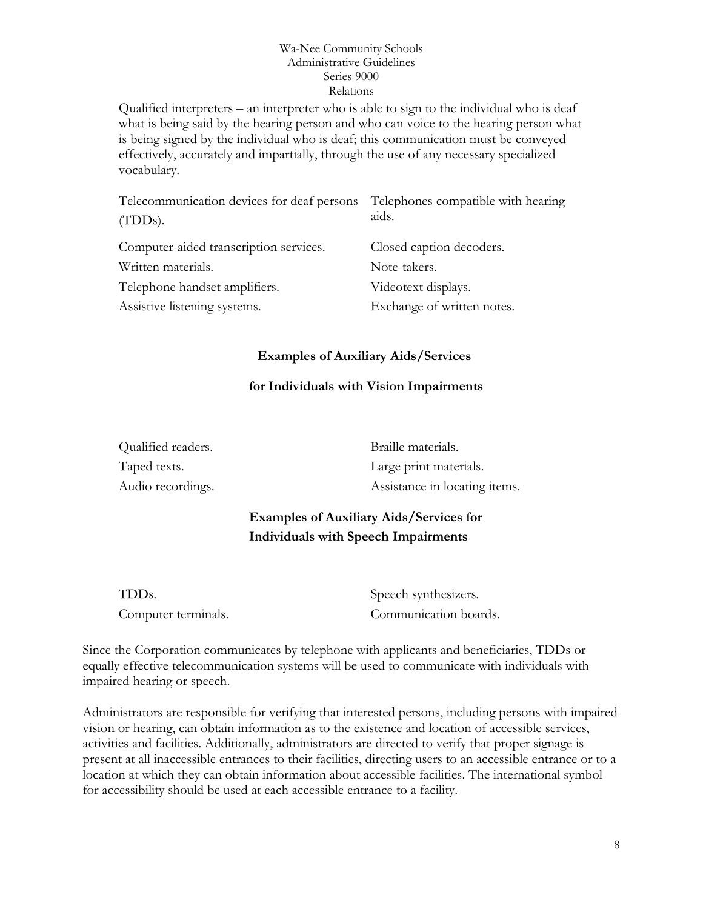Qualified interpreters – an interpreter who is able to sign to the individual who is deaf what is being said by the hearing person and who can voice to the hearing person what is being signed by the individual who is deaf; this communication must be conveyed effectively, accurately and impartially, through the use of any necessary specialized vocabulary.

| | |
|---|---|
| Telecommunication devices for deaf persons (TDDs). | Telephones compatible with hearing aids. |
| Computer-aided transcription services. | Closed caption decoders. |
| Written materials. | Note-takers. |
| Telephone handset amplifiers. | Videotext displays. |
| Assistive listening systems. | Exchange of written notes. |

**Examples of Auxiliary Aids/Services**

**for Individuals with Vision Impairments**

| | |
|---|---|
| Qualified readers. | Braille materials. |
| Taped texts. | Large print materials. |
| Audio recordings. | Assistance in locating items. |

**Examples of Auxiliary Aids/Services for Individuals with Speech Impairments**

| | |
|---|---|
| TDDs. | Speech synthesizers. |
| Computer terminals. | Communication boards. |

Since the Corporation communicates by telephone with applicants and beneficiaries, TDDs or equally effective telecommunication systems will be used to communicate with individuals with impaired hearing or speech.

Administrators are responsible for verifying that interested persons, including persons with impaired vision or hearing, can obtain information as to the existence and location of accessible services, activities and facilities. Additionally, administrators are directed to verify that proper signage is present at all inaccessible entrances to their facilities, directing users to an accessible entrance or to a location at which they can obtain information about accessible facilities. The international symbol for accessibility should be used at each accessible entrance to a facility.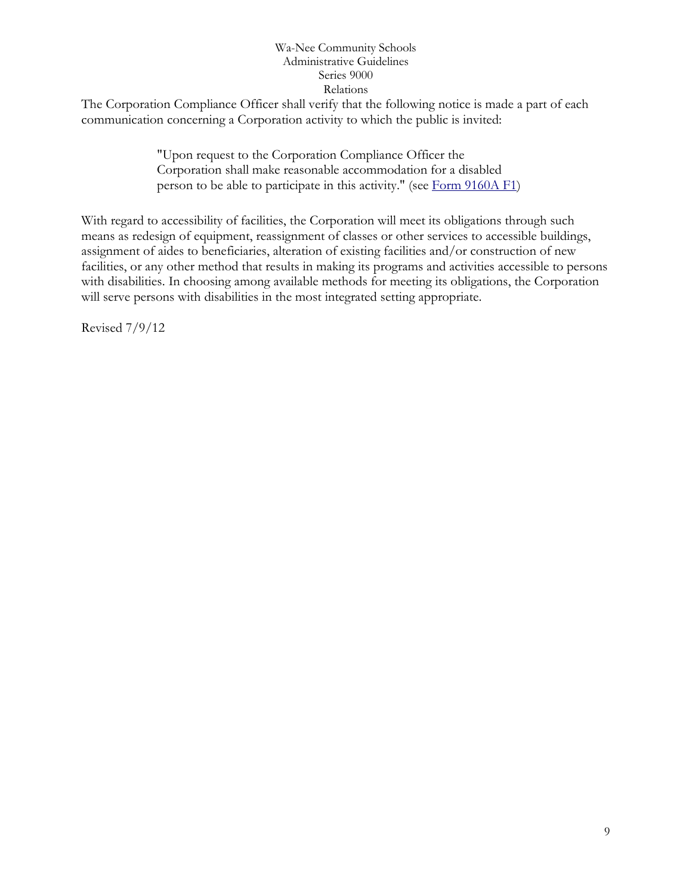The Corporation Compliance Officer shall verify that the following notice is made a part of each communication concerning a Corporation activity to which the public is invited:

> "Upon request to the Corporation Compliance Officer the Corporation shall make reasonable accommodation for a disabled person to be able to participate in this activity." (see Form 9160A F1)

With regard to accessibility of facilities, the Corporation will meet its obligations through such means as redesign of equipment, reassignment of classes or other services to accessible buildings, assignment of aides to beneficiaries, alteration of existing facilities and/or construction of new facilities, or any other method that results in making its programs and activities accessible to persons with disabilities. In choosing among available methods for meeting its obligations, the Corporation will serve persons with disabilities in the most integrated setting appropriate.

Revised 7/9/12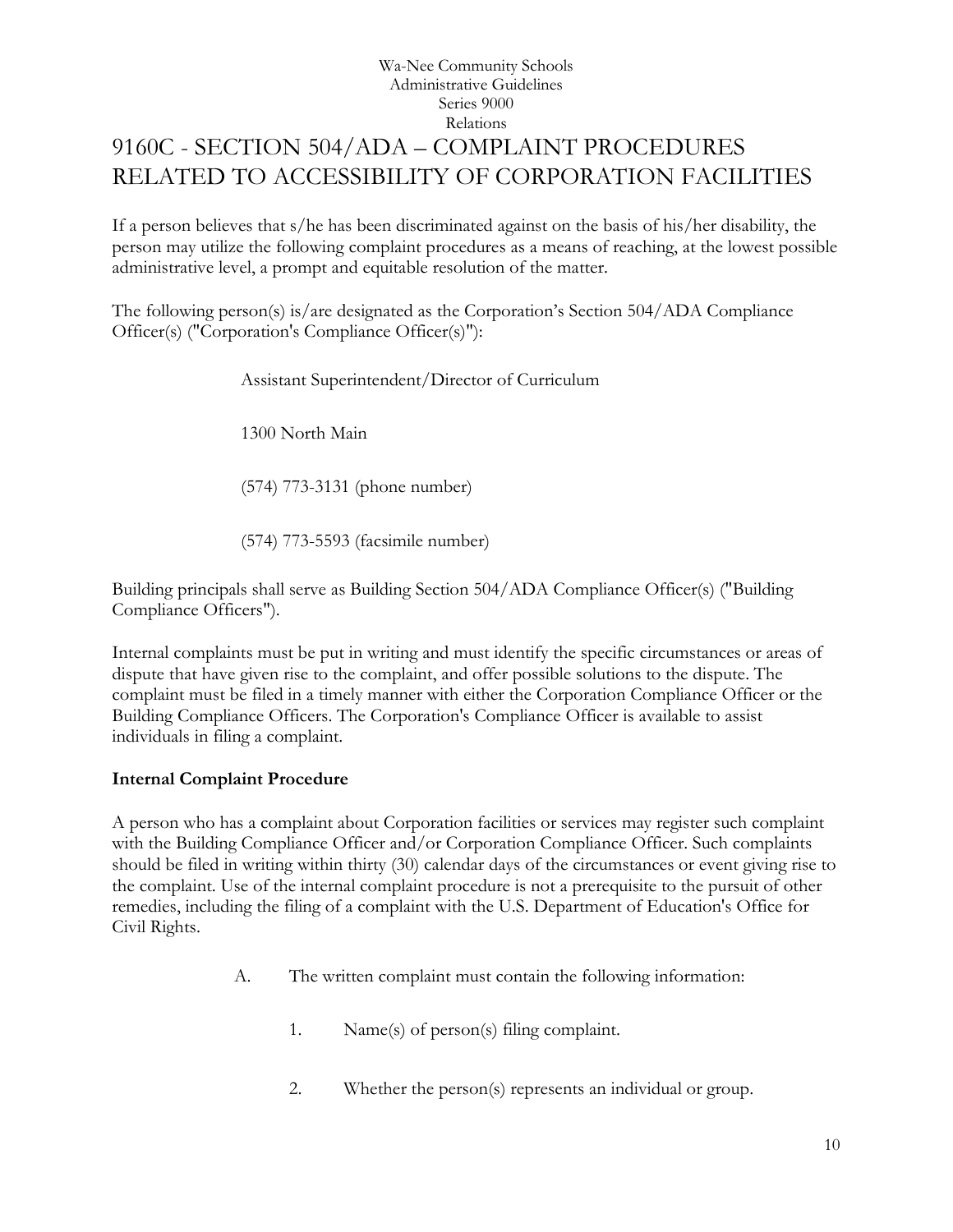# 9160C - SECTION 504/ADA – COMPLAINT PROCEDURES RELATED TO ACCESSIBILITY OF CORPORATION FACILITIES

If a person believes that s/he has been discriminated against on the basis of his/her disability, the person may utilize the following complaint procedures as a means of reaching, at the lowest possible administrative level, a prompt and equitable resolution of the matter.

The following person(s) is/are designated as the Corporation's Section 504/ADA Compliance Officer(s) ("Corporation's Compliance Officer(s)"):

Assistant Superintendent/Director of Curriculum

1300 North Main

(574) 773-3131 (phone number)

(574) 773-5593 (facsimile number)

Building principals shall serve as Building Section 504/ADA Compliance Officer(s) ("Building Compliance Officers").

Internal complaints must be put in writing and must identify the specific circumstances or areas of dispute that have given rise to the complaint, and offer possible solutions to the dispute. The complaint must be filed in a timely manner with either the Corporation Compliance Officer or the Building Compliance Officers. The Corporation's Compliance Officer is available to assist individuals in filing a complaint.

**Internal Complaint Procedure**

A person who has a complaint about Corporation facilities or services may register such complaint with the Building Compliance Officer and/or Corporation Compliance Officer. Such complaints should be filed in writing within thirty (30) calendar days of the circumstances or event giving rise to the complaint. Use of the internal complaint procedure is not a prerequisite to the pursuit of other remedies, including the filing of a complaint with the U.S. Department of Education's Office for Civil Rights.

A. The written complaint must contain the following information:

1. Name(s) of person(s) filing complaint.

2. Whether the person(s) represents an individual or group.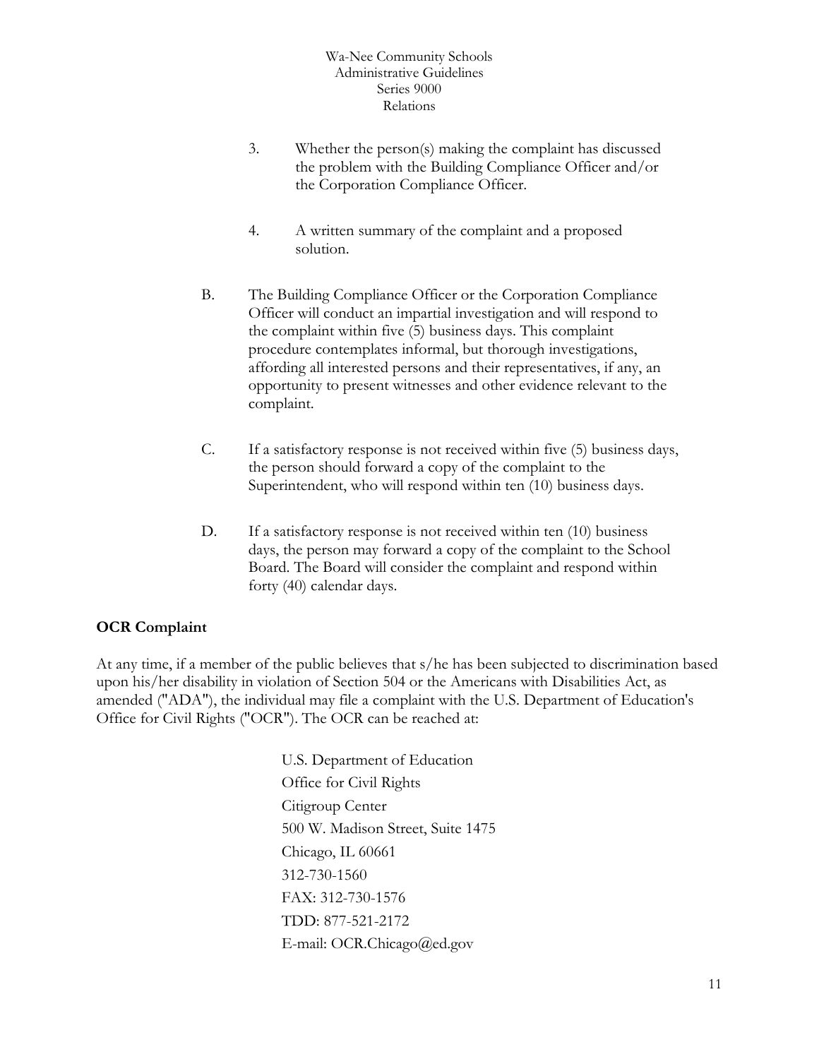3. Whether the person(s) making the complaint has discussed the problem with the Building Compliance Officer and/or the Corporation Compliance Officer.

4. A written summary of the complaint and a proposed solution.

B. The Building Compliance Officer or the Corporation Compliance Officer will conduct an impartial investigation and will respond to the complaint within five (5) business days. This complaint procedure contemplates informal, but thorough investigations, affording all interested persons and their representatives, if any, an opportunity to present witnesses and other evidence relevant to the complaint.

C. If a satisfactory response is not received within five (5) business days, the person should forward a copy of the complaint to the Superintendent, who will respond within ten (10) business days.

D. If a satisfactory response is not received within ten (10) business days, the person may forward a copy of the complaint to the School Board. The Board will consider the complaint and respond within forty (40) calendar days.

**OCR Complaint**

At any time, if a member of the public believes that s/he has been subjected to discrimination based upon his/her disability in violation of Section 504 or the Americans with Disabilities Act, as amended ("ADA"), the individual may file a complaint with the U.S. Department of Education's Office for Civil Rights ("OCR"). The OCR can be reached at:

U.S. Department of Education
Office for Civil Rights
Citigroup Center
500 W. Madison Street, Suite 1475
Chicago, IL 60661
312-730-1560
FAX: 312-730-1576
TDD: 877-521-2172
E-mail: OCR.Chicago@ed.gov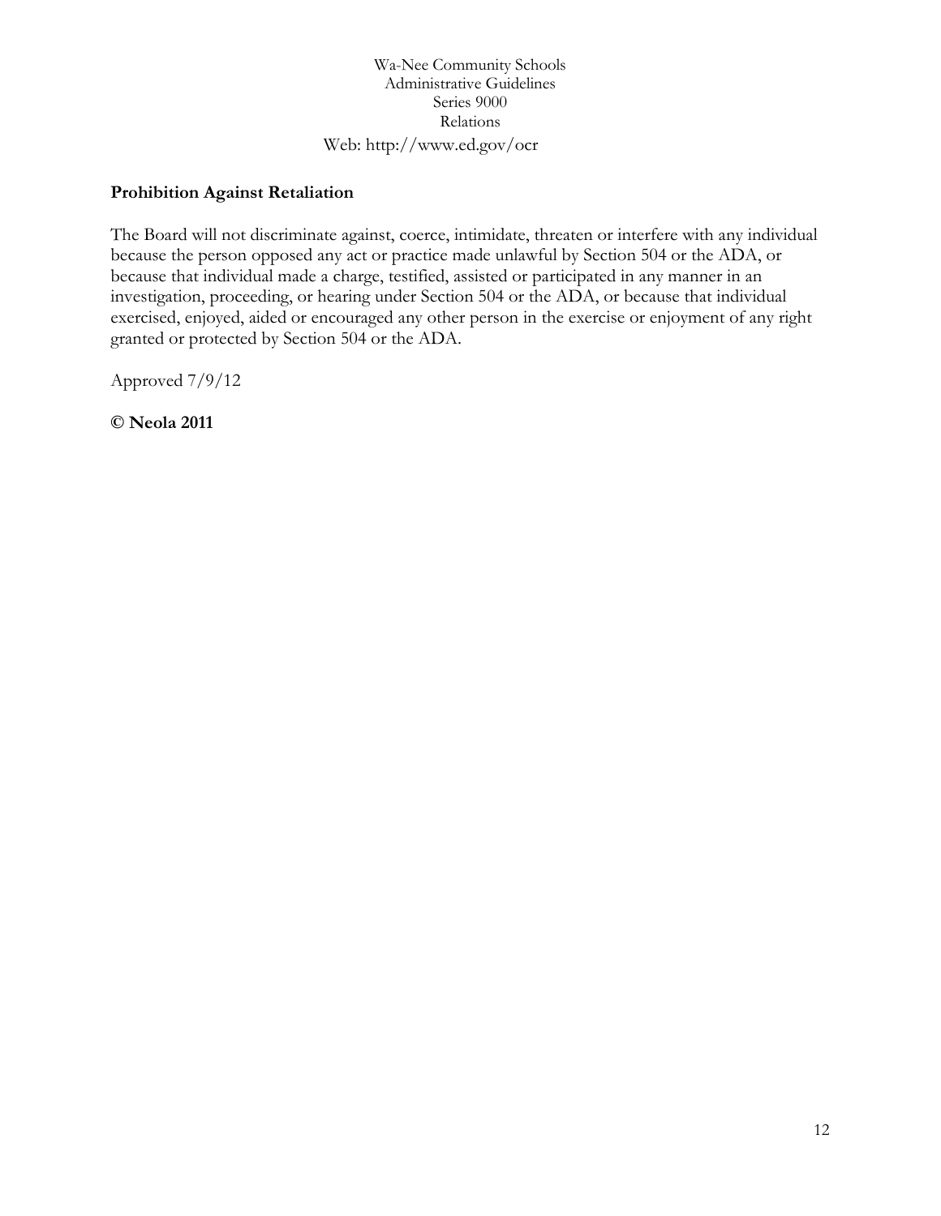Web: http://www.ed.gov/ocr

**Prohibition Against Retaliation**

The Board will not discriminate against, coerce, intimidate, threaten or interfere with any individual because the person opposed any act or practice made unlawful by Section 504 or the ADA, or because that individual made a charge, testified, assisted or participated in any manner in an investigation, proceeding, or hearing under Section 504 or the ADA, or because that individual exercised, enjoyed, aided or encouraged any other person in the exercise or enjoyment of any right granted or protected by Section 504 or the ADA.

Approved 7/9/12

**© Neola 2011**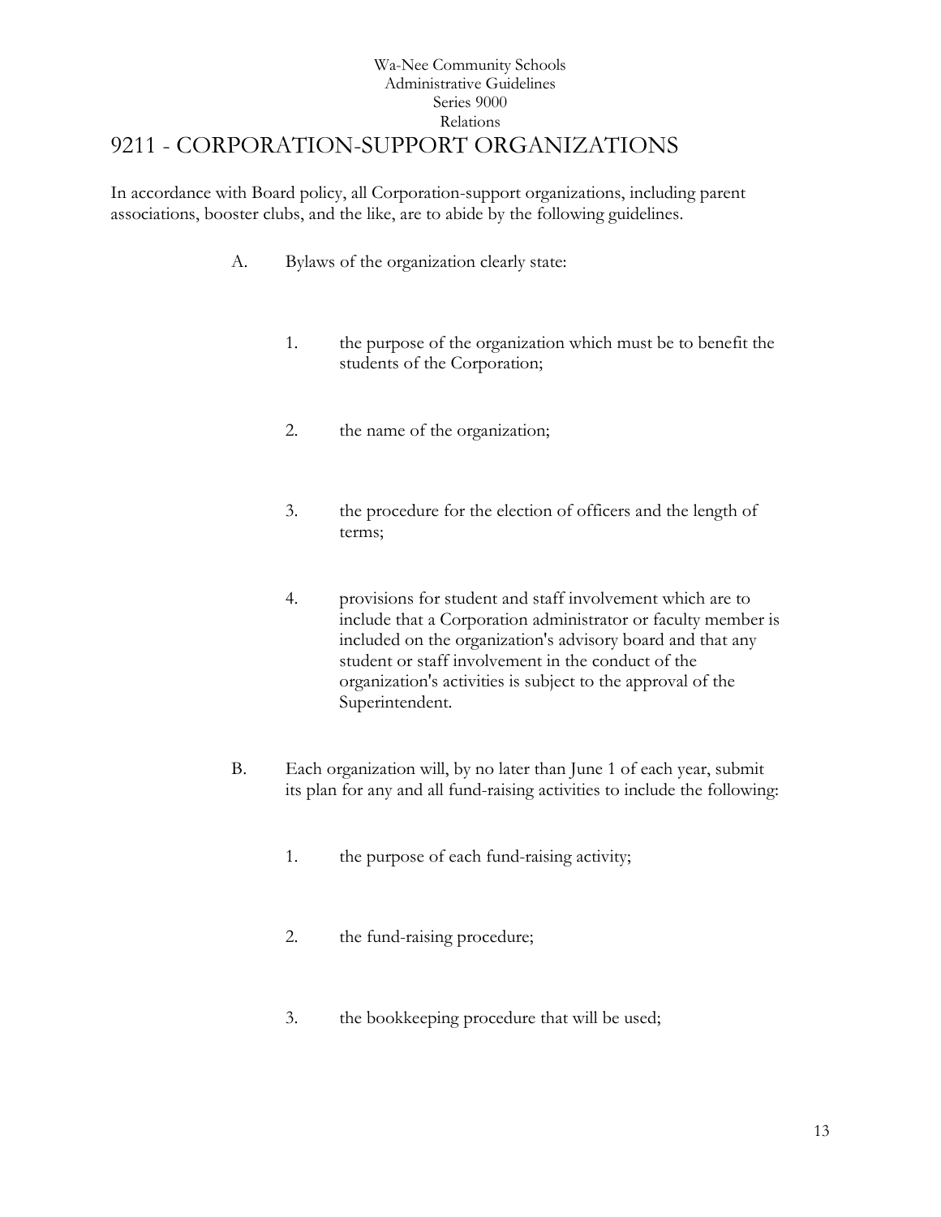# 9211 - CORPORATION-SUPPORT ORGANIZATIONS

In accordance with Board policy, all Corporation-support organizations, including parent associations, booster clubs, and the like, are to abide by the following guidelines.

A. Bylaws of the organization clearly state:

   1. the purpose of the organization which must be to benefit the students of the Corporation;

   2. the name of the organization;

   3. the procedure for the election of officers and the length of terms;

   4. provisions for student and staff involvement which are to include that a Corporation administrator or faculty member is included on the organization's advisory board and that any student or staff involvement in the conduct of the organization's activities is subject to the approval of the Superintendent.

B. Each organization will, by no later than June 1 of each year, submit its plan for any and all fund-raising activities to include the following:

   1. the purpose of each fund-raising activity;

   2. the fund-raising procedure;

   3. the bookkeeping procedure that will be used;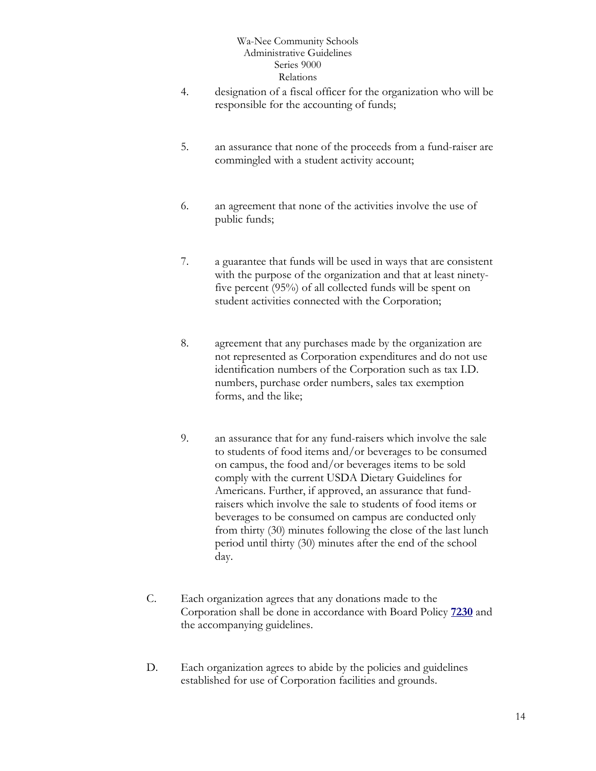4. designation of a fiscal officer for the organization who will be responsible for the accounting of funds;

5. an assurance that none of the proceeds from a fund-raiser are commingled with a student activity account;

6. an agreement that none of the activities involve the use of public funds;

7. a guarantee that funds will be used in ways that are consistent with the purpose of the organization and that at least ninety-five percent (95%) of all collected funds will be spent on student activities connected with the Corporation;

8. agreement that any purchases made by the organization are not represented as Corporation expenditures and do not use identification numbers of the Corporation such as tax I.D. numbers, purchase order numbers, sales tax exemption forms, and the like;

9. an assurance that for any fund-raisers which involve the sale to students of food items and/or beverages to be consumed on campus, the food and/or beverages items to be sold comply with the current USDA Dietary Guidelines for Americans. Further, if approved, an assurance that fund-raisers which involve the sale to students of food items or beverages to be consumed on campus are conducted only from thirty (30) minutes following the close of the last lunch period until thirty (30) minutes after the end of the school day.

C. Each organization agrees that any donations made to the Corporation shall be done in accordance with Board Policy **7230** and the accompanying guidelines.

D. Each organization agrees to abide by the policies and guidelines established for use of Corporation facilities and grounds.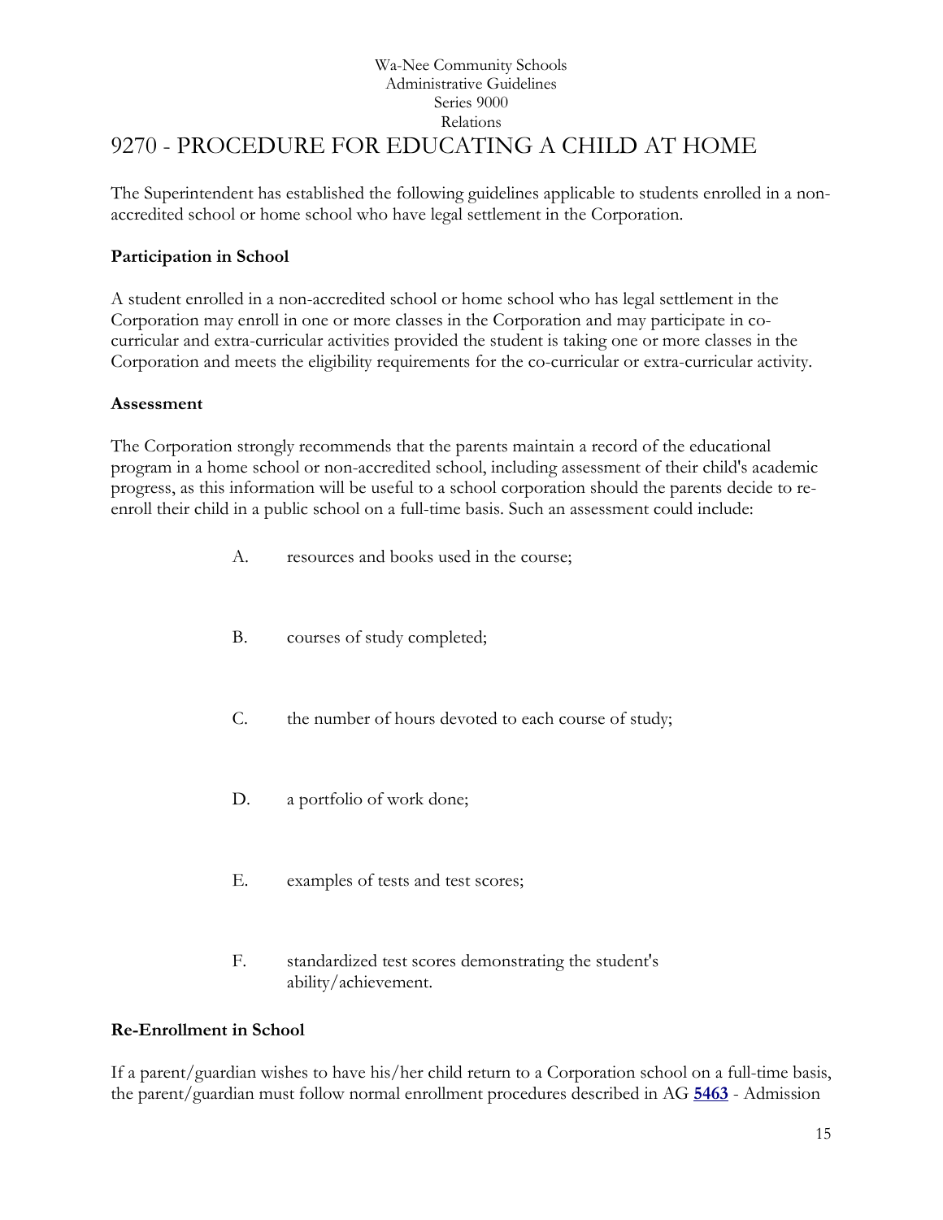Wa-Nee Community Schools
Administrative Guidelines
Series 9000
Relations

# 9270 - PROCEDURE FOR EDUCATING A CHILD AT HOME

The Superintendent has established the following guidelines applicable to students enrolled in a non-accredited school or home school who have legal settlement in the Corporation.

### Participation in School

A student enrolled in a non-accredited school or home school who has legal settlement in the Corporation may enroll in one or more classes in the Corporation and may participate in co-curricular and extra-curricular activities provided the student is taking one or more classes in the Corporation and meets the eligibility requirements for the co-curricular or extra-curricular activity.

### Assessment

The Corporation strongly recommends that the parents maintain a record of the educational program in a home school or non-accredited school, including assessment of their child's academic progress, as this information will be useful to a school corporation should the parents decide to re-enroll their child in a public school on a full-time basis. Such an assessment could include:

A. resources and books used in the course;

B. courses of study completed;

C. the number of hours devoted to each course of study;

D. a portfolio of work done;

E. examples of tests and test scores;

F. standardized test scores demonstrating the student's ability/achievement.

### Re-Enrollment in School

If a parent/guardian wishes to have his/her child return to a Corporation school on a full-time basis, the parent/guardian must follow normal enrollment procedures described in AG **5463** - Admission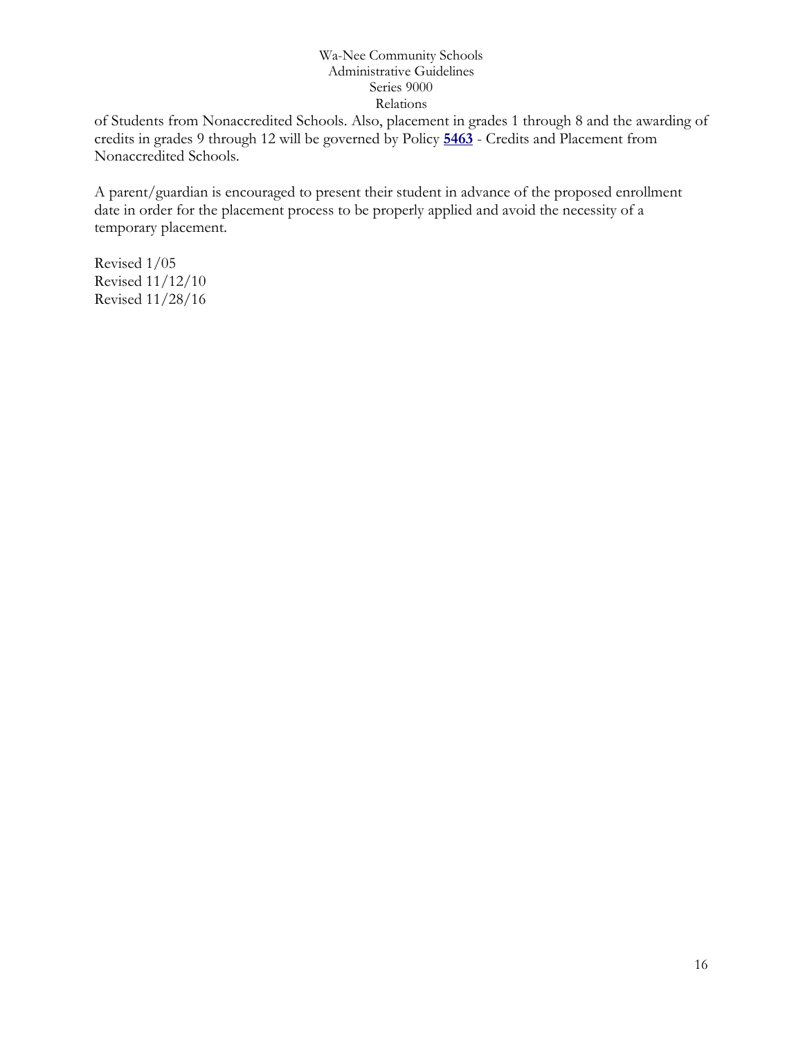of Students from Nonaccredited Schools. Also, placement in grades 1 through 8 and the awarding of credits in grades 9 through 12 will be governed by Policy **5463** - Credits and Placement from Nonaccredited Schools.

A parent/guardian is encouraged to present their student in advance of the proposed enrollment date in order for the placement process to be properly applied and avoid the necessity of a temporary placement.

Revised 1/05
Revised 11/12/10
Revised 11/28/16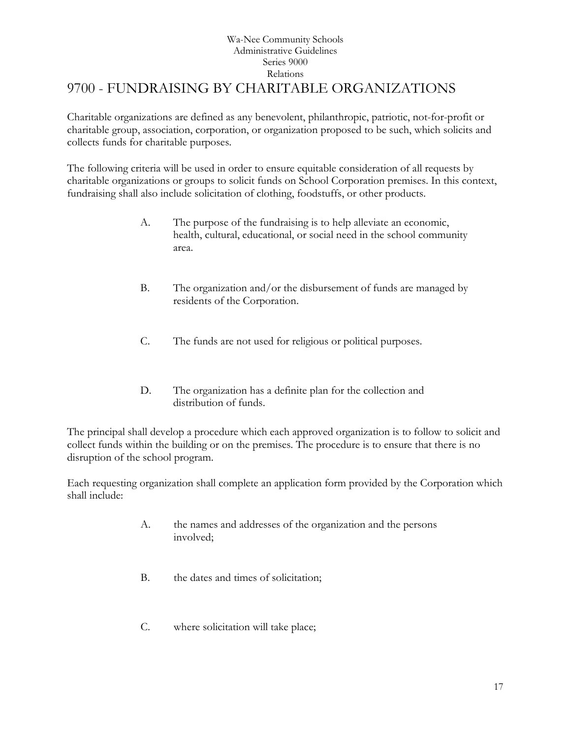Wa-Nee Community Schools
Administrative Guidelines
Series 9000
Relations

# 9700 - FUNDRAISING BY CHARITABLE ORGANIZATIONS

Charitable organizations are defined as any benevolent, philanthropic, patriotic, not-for-profit or charitable group, association, corporation, or organization proposed to be such, which solicits and collects funds for charitable purposes.

The following criteria will be used in order to ensure equitable consideration of all requests by charitable organizations or groups to solicit funds on School Corporation premises. In this context, fundraising shall also include solicitation of clothing, foodstuffs, or other products.

A. The purpose of the fundraising is to help alleviate an economic, health, cultural, educational, or social need in the school community area.

B. The organization and/or the disbursement of funds are managed by residents of the Corporation.

C. The funds are not used for religious or political purposes.

D. The organization has a definite plan for the collection and distribution of funds.

The principal shall develop a procedure which each approved organization is to follow to solicit and collect funds within the building or on the premises. The procedure is to ensure that there is no disruption of the school program.

Each requesting organization shall complete an application form provided by the Corporation which shall include:

A. the names and addresses of the organization and the persons involved;

B. the dates and times of solicitation;

C. where solicitation will take place;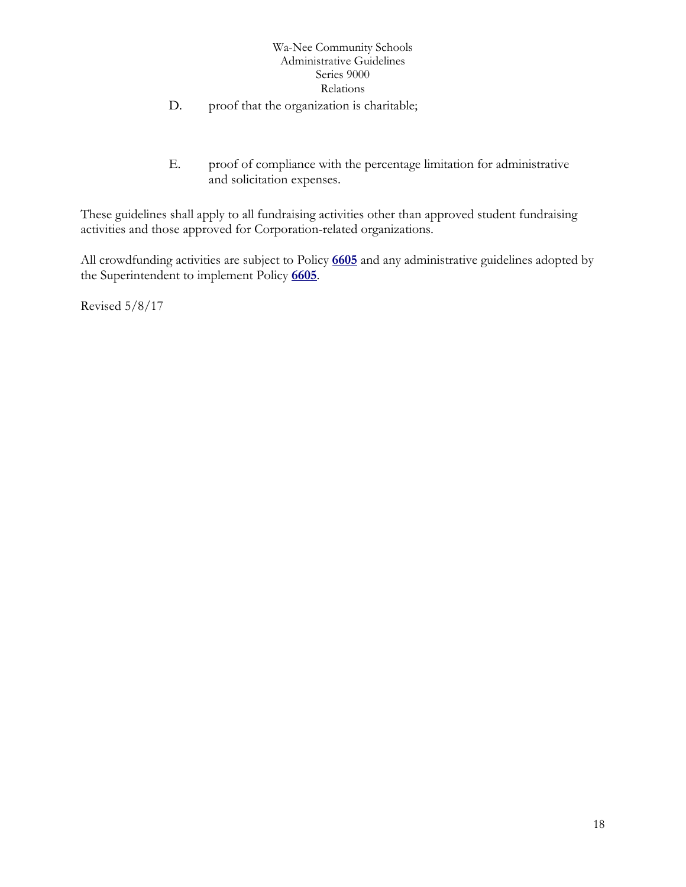D. proof that the organization is charitable;

E. proof of compliance with the percentage limitation for administrative and solicitation expenses.

These guidelines shall apply to all fundraising activities other than approved student fundraising activities and those approved for Corporation-related organizations.

All crowdfunding activities are subject to Policy **6605** and any administrative guidelines adopted by the Superintendent to implement Policy **6605**.

Revised 5/8/17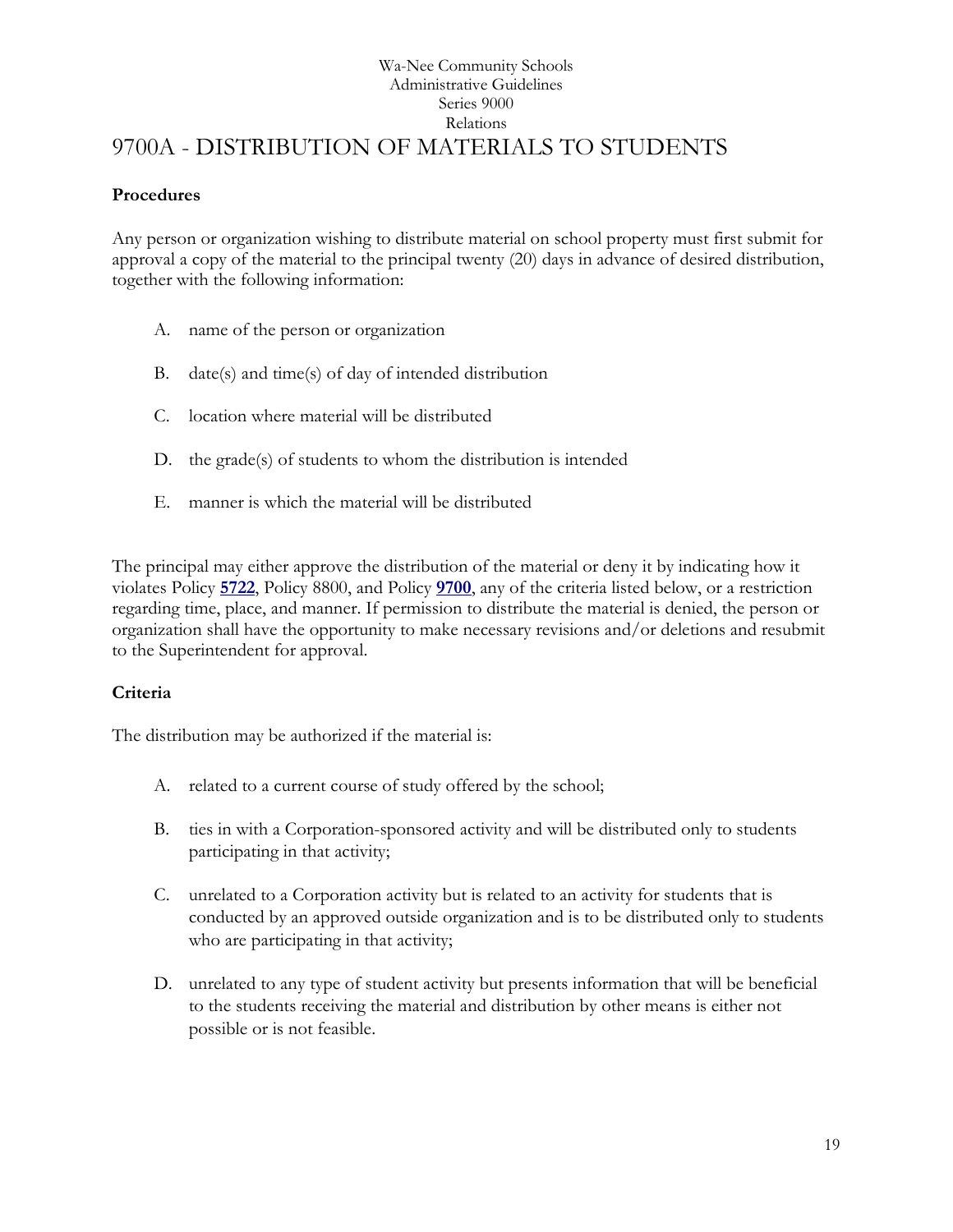Wa-Nee Community Schools
Administrative Guidelines
Series 9000
Relations

# 9700A - DISTRIBUTION OF MATERIALS TO STUDENTS

**Procedures**

Any person or organization wishing to distribute material on school property must first submit for approval a copy of the material to the principal twenty (20) days in advance of desired distribution, together with the following information:

A. name of the person or organization

B. date(s) and time(s) of day of intended distribution

C. location where material will be distributed

D. the grade(s) of students to whom the distribution is intended

E. manner is which the material will be distributed

The principal may either approve the distribution of the material or deny it by indicating how it violates Policy **5722**, Policy 8800, and Policy **9700**, any of the criteria listed below, or a restriction regarding time, place, and manner. If permission to distribute the material is denied, the person or organization shall have the opportunity to make necessary revisions and/or deletions and resubmit to the Superintendent for approval.

**Criteria**

The distribution may be authorized if the material is:

A. related to a current course of study offered by the school;

B. ties in with a Corporation-sponsored activity and will be distributed only to students participating in that activity;

C. unrelated to a Corporation activity but is related to an activity for students that is conducted by an approved outside organization and is to be distributed only to students who are participating in that activity;

D. unrelated to any type of student activity but presents information that will be beneficial to the students receiving the material and distribution by other means is either not possible or is not feasible.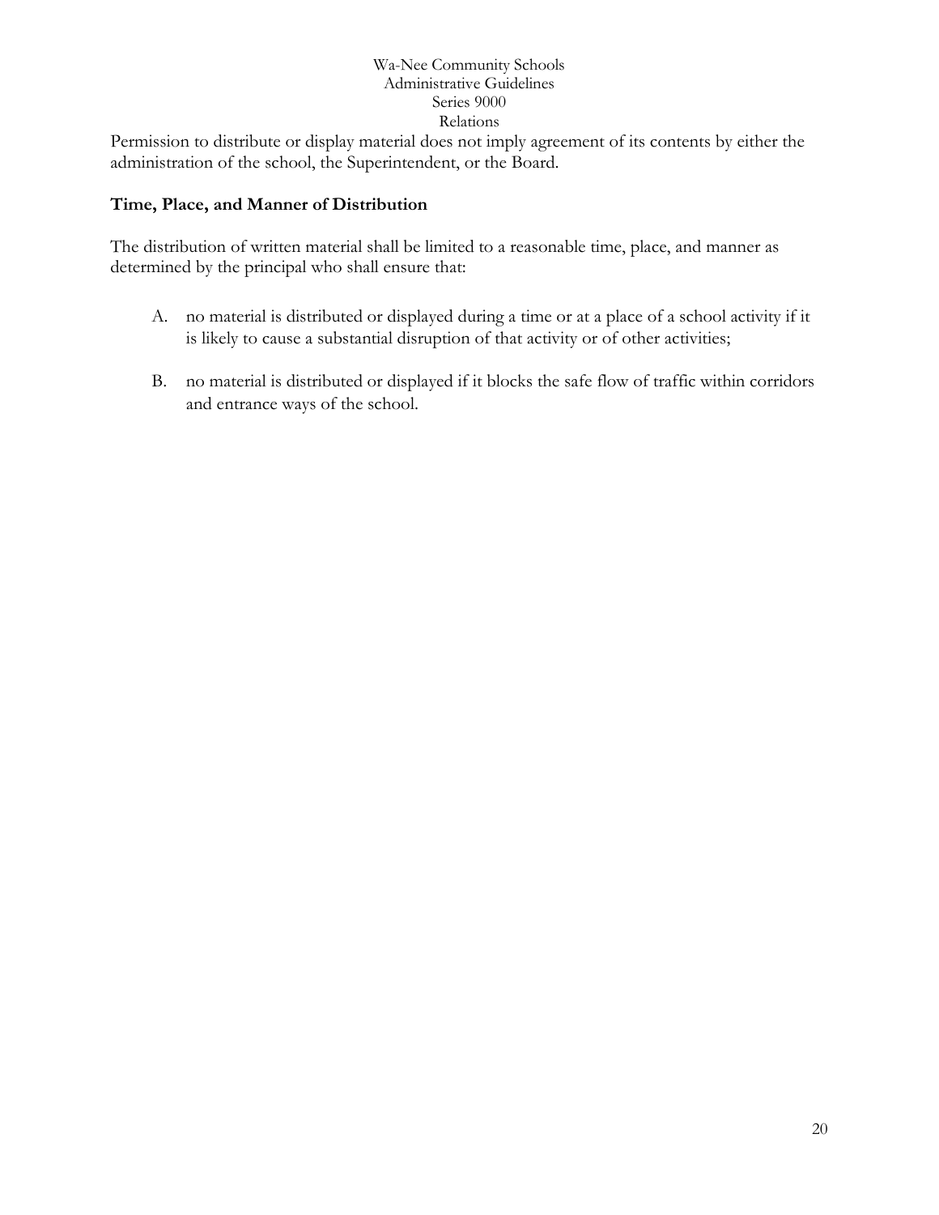Permission to distribute or display material does not imply agreement of its contents by either the administration of the school, the Superintendent, or the Board.

### Time, Place, and Manner of Distribution

The distribution of written material shall be limited to a reasonable time, place, and manner as determined by the principal who shall ensure that:

A. no material is distributed or displayed during a time or at a place of a school activity if it is likely to cause a substantial disruption of that activity or of other activities;

B. no material is distributed or displayed if it blocks the safe flow of traffic within corridors and entrance ways of the school.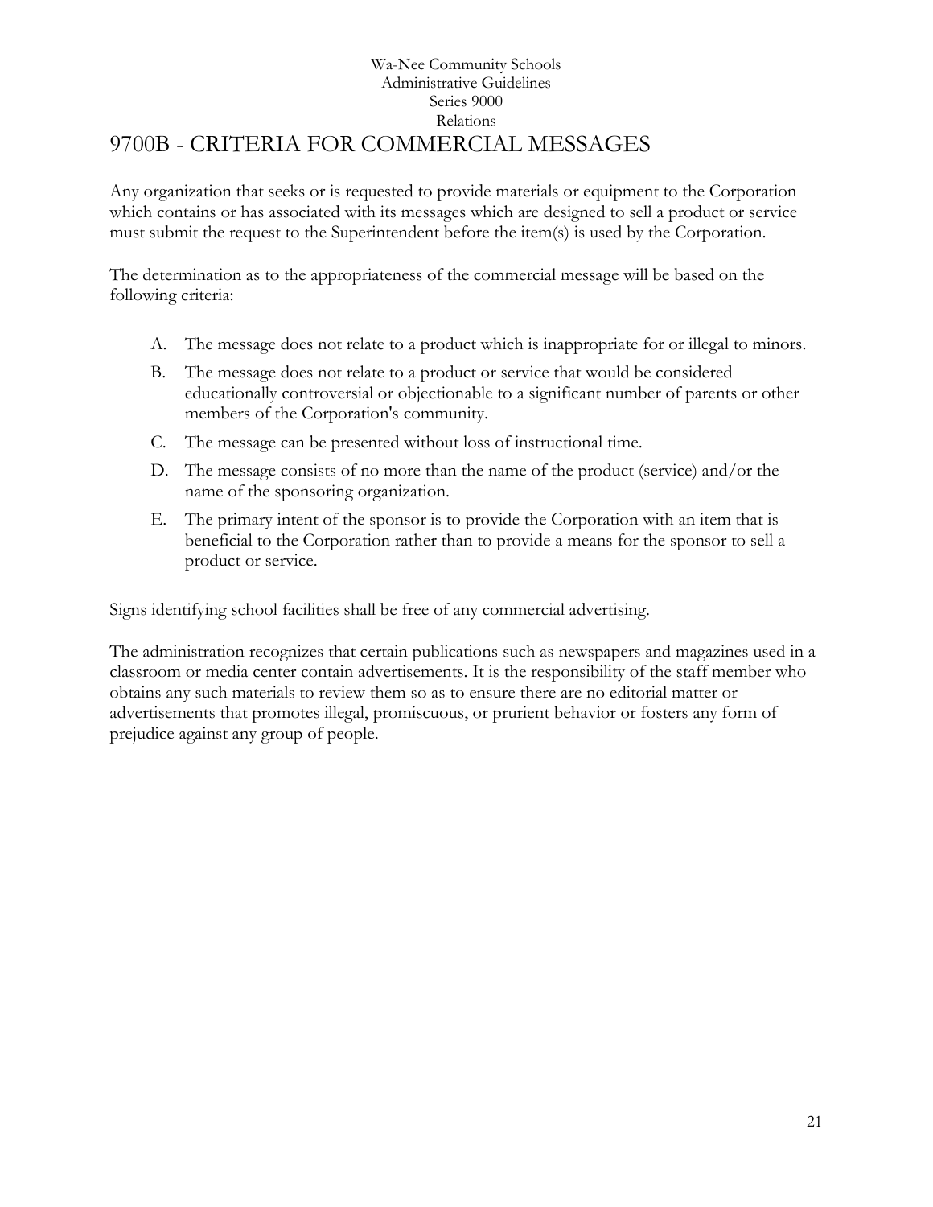# 9700B - CRITERIA FOR COMMERCIAL MESSAGES

Any organization that seeks or is requested to provide materials or equipment to the Corporation which contains or has associated with its messages which are designed to sell a product or service must submit the request to the Superintendent before the item(s) is used by the Corporation.

The determination as to the appropriateness of the commercial message will be based on the following criteria:

A. The message does not relate to a product which is inappropriate for or illegal to minors.

B. The message does not relate to a product or service that would be considered educationally controversial or objectionable to a significant number of parents or other members of the Corporation's community.

C. The message can be presented without loss of instructional time.

D. The message consists of no more than the name of the product (service) and/or the name of the sponsoring organization.

E. The primary intent of the sponsor is to provide the Corporation with an item that is beneficial to the Corporation rather than to provide a means for the sponsor to sell a product or service.

Signs identifying school facilities shall be free of any commercial advertising.

The administration recognizes that certain publications such as newspapers and magazines used in a classroom or media center contain advertisements. It is the responsibility of the staff member who obtains any such materials to review them so as to ensure there are no editorial matter or advertisements that promotes illegal, promiscuous, or prurient behavior or fosters any form of prejudice against any group of people.